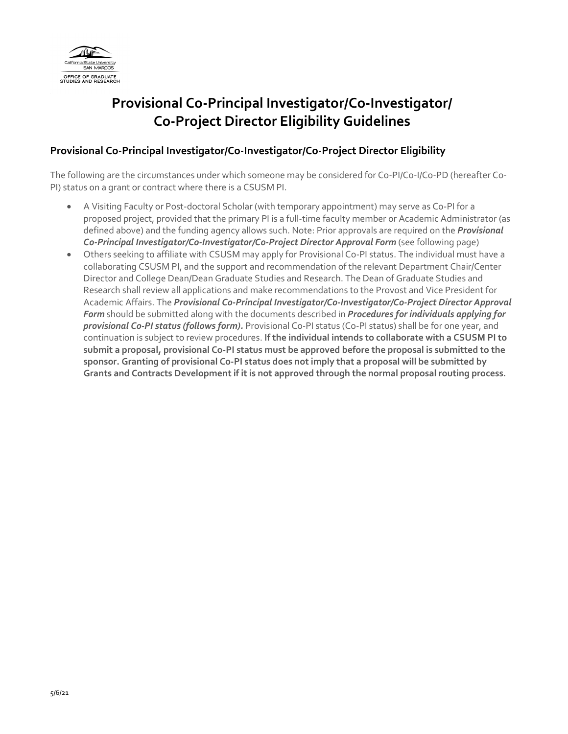California State University SAN MARCOS
OFFICE OF GRADUATE STUDIES AND RESEARCH

# Provisional Co-Principal Investigator/Co-Investigator/ Co-Project Director Eligibility Guidelines

## Provisional Co-Principal Investigator/Co-Investigator/Co-Project Director Eligibility

The following are the circumstances under which someone may be considered for Co-PI/Co-I/Co-PD (hereafter Co-PI) status on a grant or contract where there is a CSUSM PI.

- A Visiting Faculty or Post-doctoral Scholar (with temporary appointment) may serve as Co-PI for a proposed project, provided that the primary PI is a full-time faculty member or Academic Administrator (as defined above) and the funding agency allows such. Note: Prior approvals are required on the ***Provisional Co-Principal Investigator/Co-Investigator/Co-Project Director Approval Form*** (see following page)
- Others seeking to affiliate with CSUSM may apply for Provisional Co-PI status. The individual must have a collaborating CSUSM PI, and the support and recommendation of the relevant Department Chair/Center Director and College Dean/Dean Graduate Studies and Research. The Dean of Graduate Studies and Research shall review all applications and make recommendations to the Provost and Vice President for Academic Affairs. The ***Provisional Co-Principal Investigator/Co-Investigator/Co-Project Director Approval Form*** should be submitted along with the documents described in ***Procedures for individuals applying for provisional Co-PI status (follows form).*** Provisional Co-PI status (Co-PI status) shall be for one year, and continuation is subject to review procedures. **If the individual intends to collaborate with a CSUSM PI to submit a proposal, provisional Co-PI status must be approved before the proposal is submitted to the sponsor. Granting of provisional Co-PI status does not imply that a proposal will be submitted by Grants and Contracts Development if it is not approved through the normal proposal routing process.**

5/6/21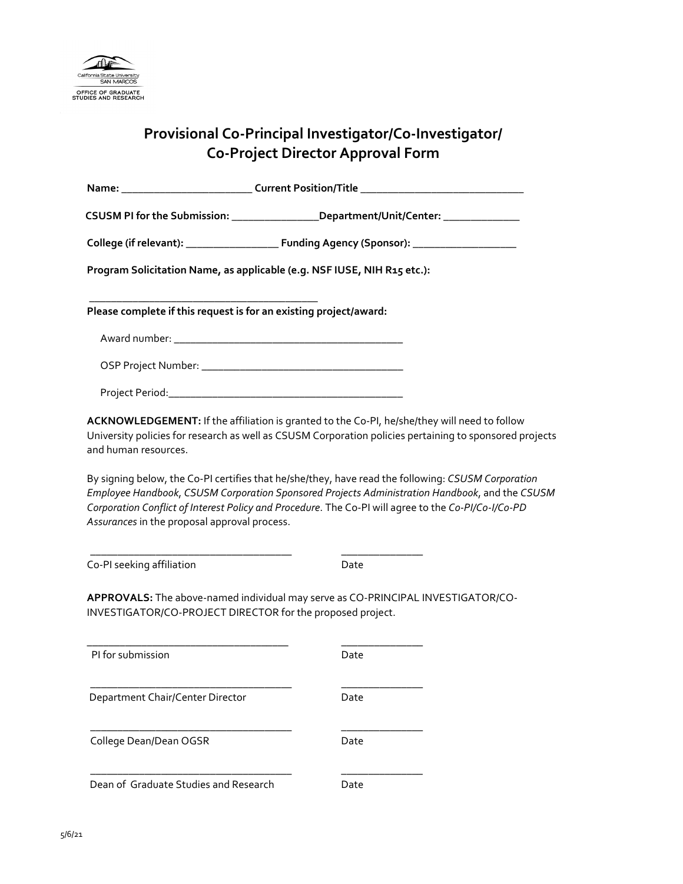California State University
SAN MARCOS
OFFICE OF GRADUATE
STUDIES AND RESEARCH

# Provisional Co-Principal Investigator/Co-Investigator/ Co-Project Director Approval Form

**Name:** _______________________ **Current Position/Title** _____________________________

**CSUSM PI for the Submission:** _______________**Department/Unit/Center:** _____________

**College (if relevant):** ________________ **Funding Agency (Sponsor):** __________________

**Program Solicitation Name, as applicable (e.g. NSF IUSE, NIH R15 etc.):**

_________________________________________

**Please complete if this request is for an existing project/award:**

Award number: _________________________________________

OSP Project Number: ____________________________________

Project Period:__________________________________________

**ACKNOWLEDGEMENT:** If the affiliation is granted to the Co-PI, he/she/they will need to follow University policies for research as well as CSUSM Corporation policies pertaining to sponsored projects and human resources.

By signing below, the Co-PI certifies that he/she/they, have read the following: *CSUSM Corporation Employee Handbook*, *CSUSM Corporation Sponsored Projects Administration Handbook*, and the *CSUSM Corporation Conflict of Interest Policy and Procedure*. The Co-PI will agree to the *Co-PI/Co-I/Co-PD Assurances* in the proposal approval process.

____________________________________ ______________

Co-PI seeking affiliation Date

**APPROVALS:** The above-named individual may serve as CO-PRINCIPAL INVESTIGATOR/CO-INVESTIGATOR/CO-PROJECT DIRECTOR for the proposed project.

____________________________________ ______________

PI for submission Date

____________________________________ ______________

Department Chair/Center Director Date

____________________________________ ______________

College Dean/Dean OGSR Date

____________________________________ ______________

Dean of Graduate Studies and Research Date

5/6/21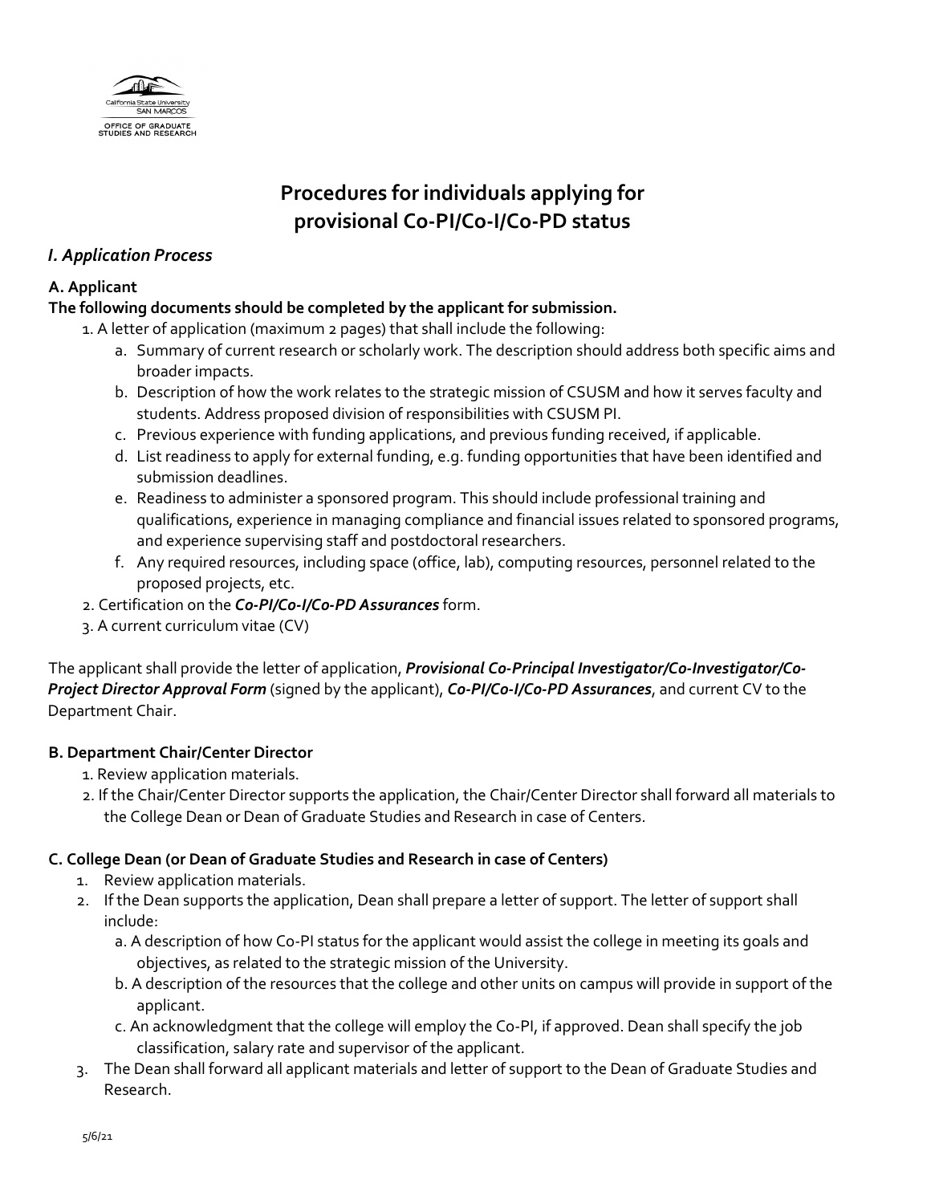# Procedures for individuals applying for provisional Co-PI/Co-I/Co-PD status

## *I. Application Process*

### A. Applicant

**The following documents should be completed by the applicant for submission.**

1. A letter of application (maximum 2 pages) that shall include the following:
   a. Summary of current research or scholarly work. The description should address both specific aims and broader impacts.
   b. Description of how the work relates to the strategic mission of CSUSM and how it serves faculty and students. Address proposed division of responsibilities with CSUSM PI.
   c. Previous experience with funding applications, and previous funding received, if applicable.
   d. List readiness to apply for external funding, e.g. funding opportunities that have been identified and submission deadlines.
   e. Readiness to administer a sponsored program. This should include professional training and qualifications, experience in managing compliance and financial issues related to sponsored programs, and experience supervising staff and postdoctoral researchers.
   f. Any required resources, including space (office, lab), computing resources, personnel related to the proposed projects, etc.
2. Certification on the ***Co-PI/Co-I/Co-PD Assurances*** form.
3. A current curriculum vitae (CV)

The applicant shall provide the letter of application, ***Provisional Co-Principal Investigator/Co-Investigator/Co-Project Director Approval Form*** (signed by the applicant), ***Co-PI/Co-I/Co-PD Assurances***, and current CV to the Department Chair.

### B. Department Chair/Center Director

1. Review application materials.
2. If the Chair/Center Director supports the application, the Chair/Center Director shall forward all materials to the College Dean or Dean of Graduate Studies and Research in case of Centers.

### C. College Dean (or Dean of Graduate Studies and Research in case of Centers)

1. Review application materials.
2. If the Dean supports the application, Dean shall prepare a letter of support. The letter of support shall include:
   a. A description of how Co-PI status for the applicant would assist the college in meeting its goals and objectives, as related to the strategic mission of the University.
   b. A description of the resources that the college and other units on campus will provide in support of the applicant.
   c. An acknowledgment that the college will employ the Co-PI, if approved. Dean shall specify the job classification, salary rate and supervisor of the applicant.
3. The Dean shall forward all applicant materials and letter of support to the Dean of Graduate Studies and Research.

5/6/21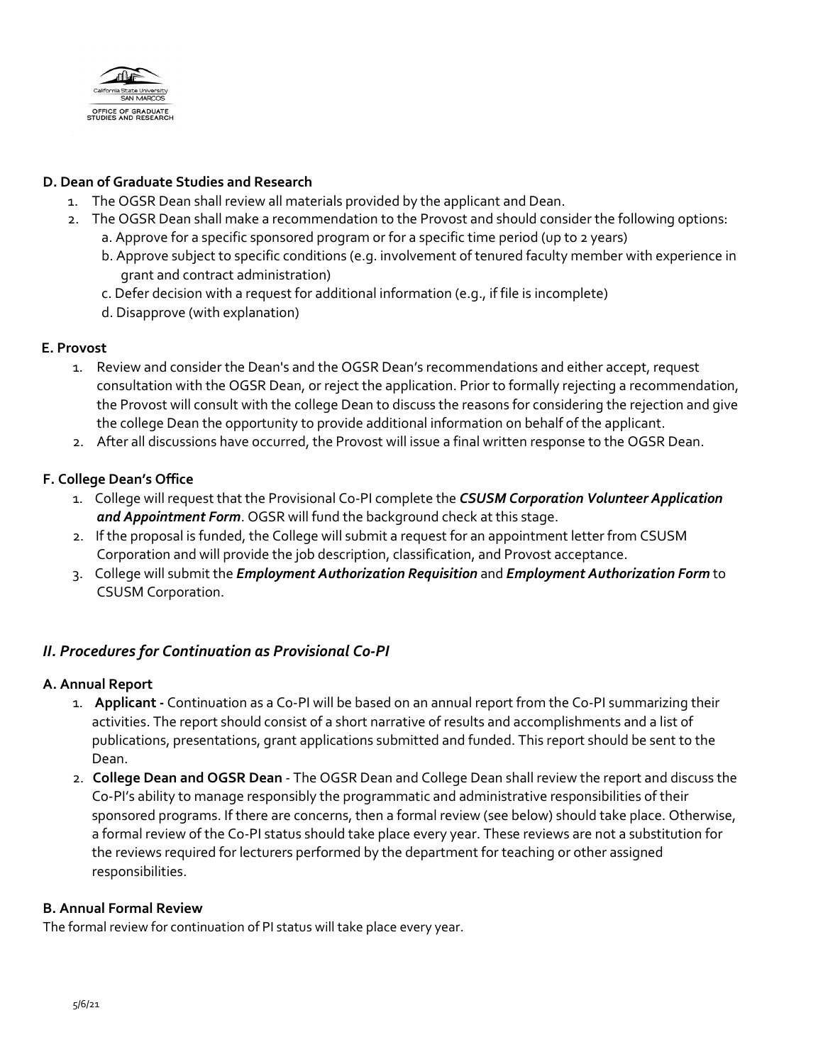### D. Dean of Graduate Studies and Research

1. The OGSR Dean shall review all materials provided by the applicant and Dean.
2. The OGSR Dean shall make a recommendation to the Provost and should consider the following options:
   a. Approve for a specific sponsored program or for a specific time period (up to 2 years)
   b. Approve subject to specific conditions (e.g. involvement of tenured faculty member with experience in grant and contract administration)
   c. Defer decision with a request for additional information (e.g., if file is incomplete)
   d. Disapprove (with explanation)

### E. Provost

1. Review and consider the Dean's and the OGSR Dean's recommendations and either accept, request consultation with the OGSR Dean, or reject the application. Prior to formally rejecting a recommendation, the Provost will consult with the college Dean to discuss the reasons for considering the rejection and give the college Dean the opportunity to provide additional information on behalf of the applicant.
2. After all discussions have occurred, the Provost will issue a final written response to the OGSR Dean.

### F. College Dean's Office

1. College will request that the Provisional Co-PI complete the ***CSUSM Corporation Volunteer Application and Appointment Form***. OGSR will fund the background check at this stage.
2. If the proposal is funded, the College will submit a request for an appointment letter from CSUSM Corporation and will provide the job description, classification, and Provost acceptance.
3. College will submit the ***Employment Authorization Requisition*** and ***Employment Authorization Form*** to CSUSM Corporation.

## *II. Procedures for Continuation as Provisional Co-PI*

### A. Annual Report

1. **Applicant -** Continuation as a Co-PI will be based on an annual report from the Co-PI summarizing their activities. The report should consist of a short narrative of results and accomplishments and a list of publications, presentations, grant applications submitted and funded. This report should be sent to the Dean.
2. **College Dean and OGSR Dean** - The OGSR Dean and College Dean shall review the report and discuss the Co-PI's ability to manage responsibly the programmatic and administrative responsibilities of their sponsored programs. If there are concerns, then a formal review (see below) should take place. Otherwise, a formal review of the Co-PI status should take place every year. These reviews are not a substitution for the reviews required for lecturers performed by the department for teaching or other assigned responsibilities.

### B. Annual Formal Review

The formal review for continuation of PI status will take place every year.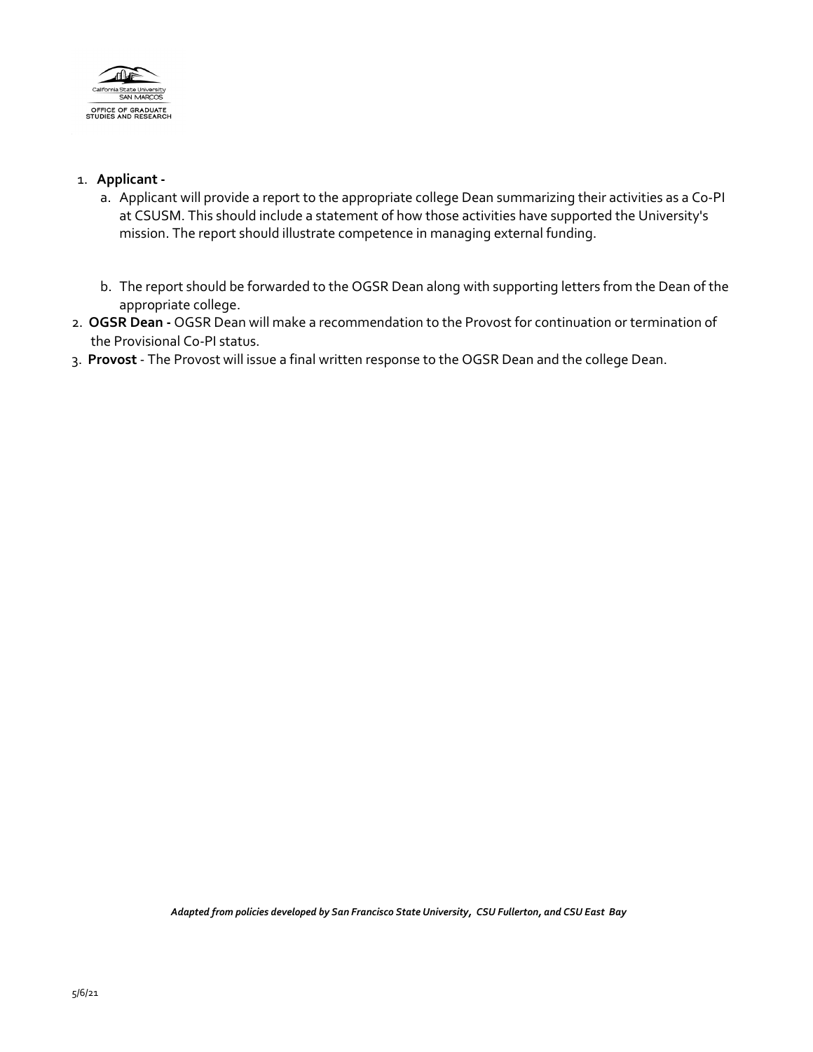1. **Applicant -**
   a. Applicant will provide a report to the appropriate college Dean summarizing their activities as a Co-PI at CSUSM. This should include a statement of how those activities have supported the University's mission. The report should illustrate competence in managing external funding.

   b. The report should be forwarded to the OGSR Dean along with supporting letters from the Dean of the appropriate college.
2. **OGSR Dean -** OGSR Dean will make a recommendation to the Provost for continuation or termination of the Provisional Co-PI status.
3. **Provost** - The Provost will issue a final written response to the OGSR Dean and the college Dean.

***Adapted from policies developed by San Francisco State University, CSU Fullerton, and CSU East Bay***

5/6/21